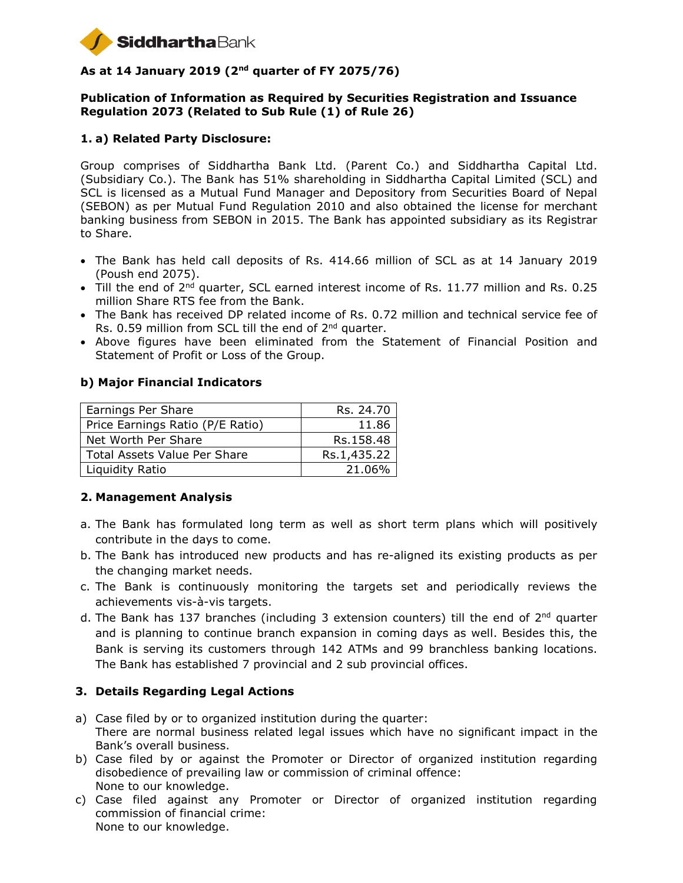**SiddharthaBank**

## As at 14 January 2019 (2nd quarter of FY 2075/76)

### Publication of Information as Required by Securities Registration and Issuance Regulation 2073 (Related to Sub Rule (1) of Rule 26)

### 1. a) Related Party Disclosure:

Group comprises of Siddhartha Bank Ltd. (Parent Co.) and Siddhartha Capital Ltd. (Subsidiary Co.). The Bank has 51% shareholding in Siddhartha Capital Limited (SCL) and SCL is licensed as a Mutual Fund Manager and Depository from Securities Board of Nepal (SEBON) as per Mutual Fund Regulation 2010 and also obtained the license for merchant banking business from SEBON in 2015. The Bank has appointed subsidiary as its Registrar to Share.

- The Bank has held call deposits of Rs. 414.66 million of SCL as at 14 January 2019 (Poush end 2075).
- Till the end of 2nd quarter, SCL earned interest income of Rs. 11.77 million and Rs. 0.25 million Share RTS fee from the Bank.
- The Bank has received DP related income of Rs. 0.72 million and technical service fee of Rs. 0.59 million from SCL till the end of 2nd quarter.
- Above figures have been eliminated from the Statement of Financial Position and Statement of Profit or Loss of the Group.

### b) Major Financial Indicators

| Indicator | Value |
|---|---|
| Earnings Per Share | Rs. 24.70 |
| Price Earnings Ratio (P/E Ratio) | 11.86 |
| Net Worth Per Share | Rs.158.48 |
| Total Assets Value Per Share | Rs.1,435.22 |
| Liquidity Ratio | 21.06% |

### 2. Management Analysis

a. The Bank has formulated long term as well as short term plans which will positively contribute in the days to come.

b. The Bank has introduced new products and has re-aligned its existing products as per the changing market needs.

c. The Bank is continuously monitoring the targets set and periodically reviews the achievements vis-à-vis targets.

d. The Bank has 137 branches (including 3 extension counters) till the end of 2nd quarter and is planning to continue branch expansion in coming days as well. Besides this, the Bank is serving its customers through 142 ATMs and 99 branchless banking locations. The Bank has established 7 provincial and 2 sub provincial offices.

### 3. Details Regarding Legal Actions

a) Case filed by or to organized institution during the quarter:
There are normal business related legal issues which have no significant impact in the Bank's overall business.

b) Case filed by or against the Promoter or Director of organized institution regarding disobedience of prevailing law or commission of criminal offence:
None to our knowledge.

c) Case filed against any Promoter or Director of organized institution regarding commission of financial crime:
None to our knowledge.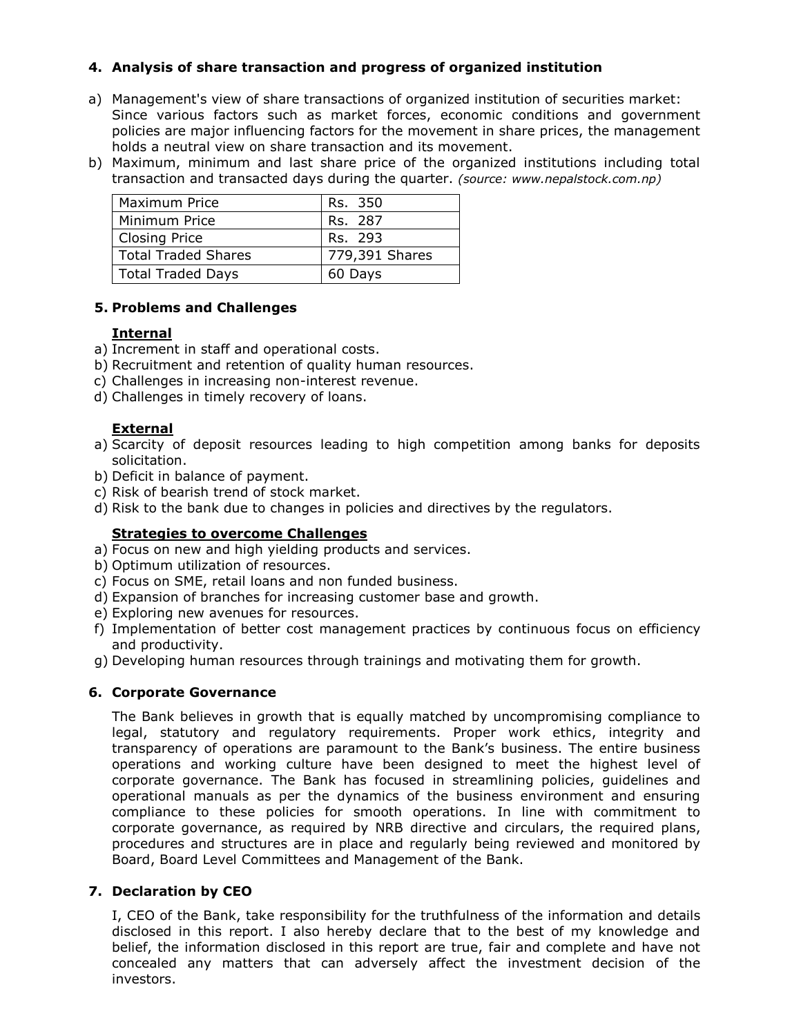## 4. Analysis of share transaction and progress of organized institution

a) Management's view of share transactions of organized institution of securities market: Since various factors such as market forces, economic conditions and government policies are major influencing factors for the movement in share prices, the management holds a neutral view on share transaction and its movement.

b) Maximum, minimum and last share price of the organized institutions including total transaction and transacted days during the quarter. *(source: www.nepalstock.com.np)*

| | |
|---|---|
| Maximum Price | Rs. 350 |
| Minimum Price | Rs. 287 |
| Closing Price | Rs. 293 |
| Total Traded Shares | 779,391 Shares |
| Total Traded Days | 60 Days |

## 5. Problems and Challenges

**Internal**

a) Increment in staff and operational costs.
b) Recruitment and retention of quality human resources.
c) Challenges in increasing non-interest revenue.
d) Challenges in timely recovery of loans.

**External**

a) Scarcity of deposit resources leading to high competition among banks for deposits solicitation.
b) Deficit in balance of payment.
c) Risk of bearish trend of stock market.
d) Risk to the bank due to changes in policies and directives by the regulators.

**Strategies to overcome Challenges**

a) Focus on new and high yielding products and services.
b) Optimum utilization of resources.
c) Focus on SME, retail loans and non funded business.
d) Expansion of branches for increasing customer base and growth.
e) Exploring new avenues for resources.
f) Implementation of better cost management practices by continuous focus on efficiency and productivity.
g) Developing human resources through trainings and motivating them for growth.

## 6. Corporate Governance

The Bank believes in growth that is equally matched by uncompromising compliance to legal, statutory and regulatory requirements. Proper work ethics, integrity and transparency of operations are paramount to the Bank's business. The entire business operations and working culture have been designed to meet the highest level of corporate governance. The Bank has focused in streamlining policies, guidelines and operational manuals as per the dynamics of the business environment and ensuring compliance to these policies for smooth operations. In line with commitment to corporate governance, as required by NRB directive and circulars, the required plans, procedures and structures are in place and regularly being reviewed and monitored by Board, Board Level Committees and Management of the Bank.

## 7. Declaration by CEO

I, CEO of the Bank, take responsibility for the truthfulness of the information and details disclosed in this report. I also hereby declare that to the best of my knowledge and belief, the information disclosed in this report are true, fair and complete and have not concealed any matters that can adversely affect the investment decision of the investors.